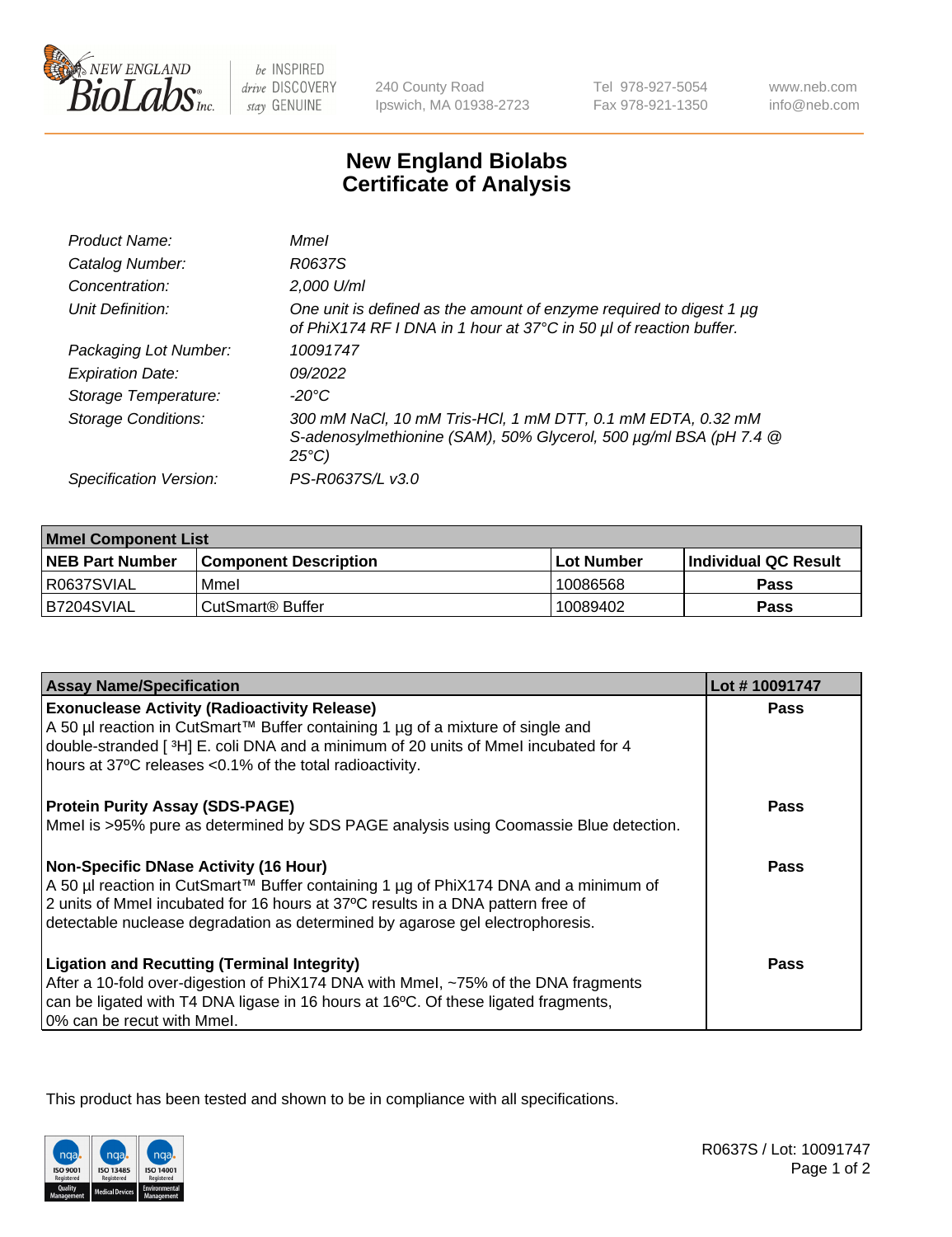New England BioLabs Inc. — be INSPIRED drive DISCOVERY stay GENUINE

240 County Road
Ipswich, MA 01938-2723

Tel 978-927-5054
Fax 978-921-1350

www.neb.com
info@neb.com

# New England Biolabs
# Certificate of Analysis

| | |
|---|---|
| *Product Name:* | *MmeI* |
| *Catalog Number:* | *R0637S* |
| *Concentration:* | *2,000 U/ml* |
| *Unit Definition:* | *One unit is defined as the amount of enzyme required to digest 1 µg of PhiX174 RF I DNA in 1 hour at 37°C in 50 µl of reaction buffer.* |
| *Packaging Lot Number:* | *10091747* |
| *Expiration Date:* | *09/2022* |
| *Storage Temperature:* | *-20°C* |
| *Storage Conditions:* | *300 mM NaCl, 10 mM Tris-HCl, 1 mM DTT, 0.1 mM EDTA, 0.32 mM S-adenosylmethionine (SAM), 50% Glycerol, 500 µg/ml BSA (pH 7.4 @ 25°C)* |
| *Specification Version:* | *PS-R0637S/L v3.0* |

| MmeI Component List | | | |
|---|---|---|---|
| **NEB Part Number** | **Component Description** | **Lot Number** | **Individual QC Result** |
| R0637SVIAL | MmeI | 10086568 | **Pass** |
| B7204SVIAL | CutSmart® Buffer | 10089402 | **Pass** |

| Assay Name/Specification | Lot # 10091747 |
|---|---|
| **Exonuclease Activity (Radioactivity Release)** A 50 µl reaction in CutSmart™ Buffer containing 1 µg of a mixture of single and double-stranded [ $^3$H] E. coli DNA and a minimum of 20 units of MmeI incubated for 4 hours at 37ºC releases <0.1% of the total radioactivity. | **Pass** |
| **Protein Purity Assay (SDS-PAGE)** MmeI is >95% pure as determined by SDS PAGE analysis using Coomassie Blue detection. | **Pass** |
| **Non-Specific DNase Activity (16 Hour)** A 50 µl reaction in CutSmart™ Buffer containing 1 µg of PhiX174 DNA and a minimum of 2 units of MmeI incubated for 16 hours at 37ºC results in a DNA pattern free of detectable nuclease degradation as determined by agarose gel electrophoresis. | **Pass** |
| **Ligation and Recutting (Terminal Integrity)** After a 10-fold over-digestion of PhiX174 DNA with MmeI, ~75% of the DNA fragments can be ligated with T4 DNA ligase in 16 hours at 16ºC. Of these ligated fragments, 0% can be recut with MmeI. | **Pass** |

This product has been tested and shown to be in compliance with all specifications.

R0637S / Lot: 10091747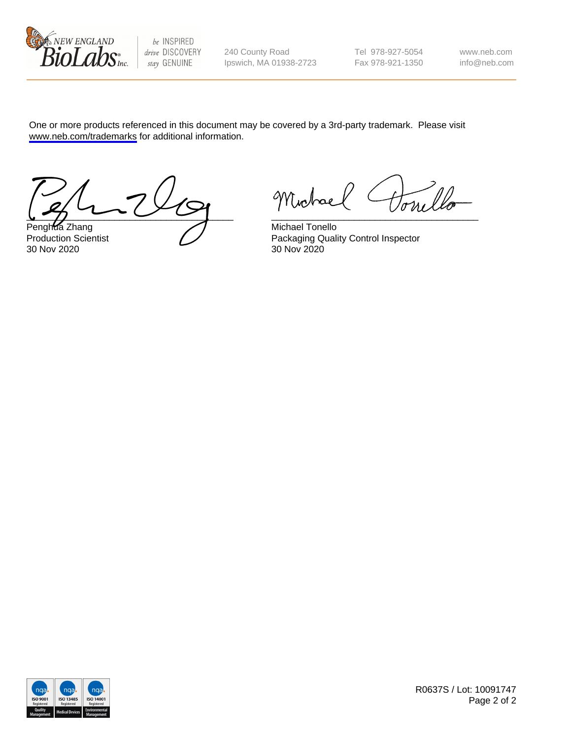One or more products referenced in this document may be covered by a 3rd-party trademark. Please visit www.neb.com/trademarks for additional information.

Penghua Zhang
Production Scientist
30 Nov 2020

Michael Tonello
Packaging Quality Control Inspector
30 Nov 2020

R0637S / Lot: 10091747